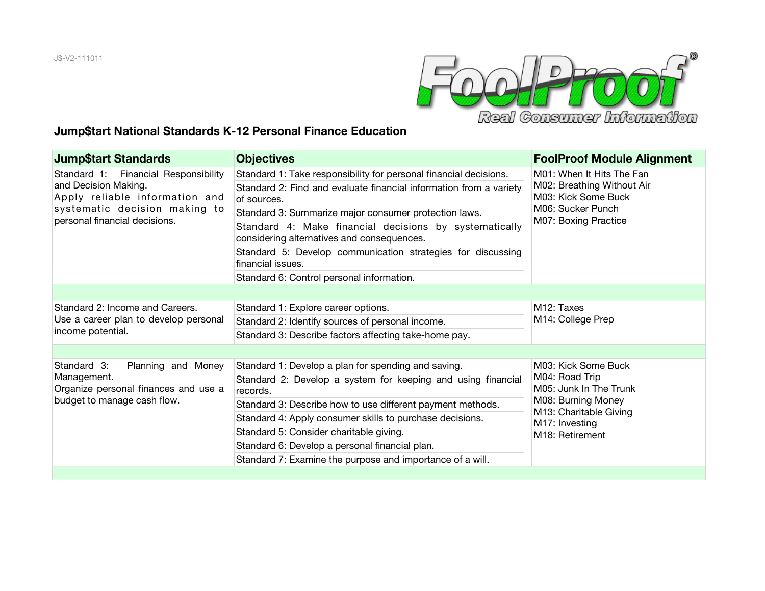J$-V2-111011

FoolProof® Real Consumer Information

## Jump$tart National Standards K-12 Personal Finance Education

| Jump$tart Standards | Objectives | FoolProof Module Alignment |
|---|---|---|
| Standard 1: Financial Responsibility and Decision Making.<br>Apply reliable information and systematic decision making to personal financial decisions. | Standard 1: Take responsibility for personal financial decisions.<br>Standard 2: Find and evaluate financial information from a variety of sources.<br>Standard 3: Summarize major consumer protection laws.<br>Standard 4: Make financial decisions by systematically considering alternatives and consequences.<br>Standard 5: Develop communication strategies for discussing financial issues.<br>Standard 6: Control personal information. | M01: When It Hits The Fan<br>M02: Breathing Without Air<br>M03: Kick Some Buck<br>M06: Sucker Punch<br>M07: Boxing Practice |
| Standard 2: Income and Careers.<br>Use a career plan to develop personal income potential. | Standard 1: Explore career options.<br>Standard 2: Identify sources of personal income.<br>Standard 3: Describe factors affecting take-home pay. | M12: Taxes<br>M14: College Prep |
| Standard 3: Planning and Money Management.<br>Organize personal finances and use a budget to manage cash flow. | Standard 1: Develop a plan for spending and saving.<br>Standard 2: Develop a system for keeping and using financial records.<br>Standard 3: Describe how to use different payment methods.<br>Standard 4: Apply consumer skills to purchase decisions.<br>Standard 5: Consider charitable giving.<br>Standard 6: Develop a personal financial plan.<br>Standard 7: Examine the purpose and importance of a will. | M03: Kick Some Buck<br>M04: Road Trip<br>M05: Junk In The Trunk<br>M08: Burning Money<br>M13: Charitable Giving<br>M17: Investing<br>M18: Retirement |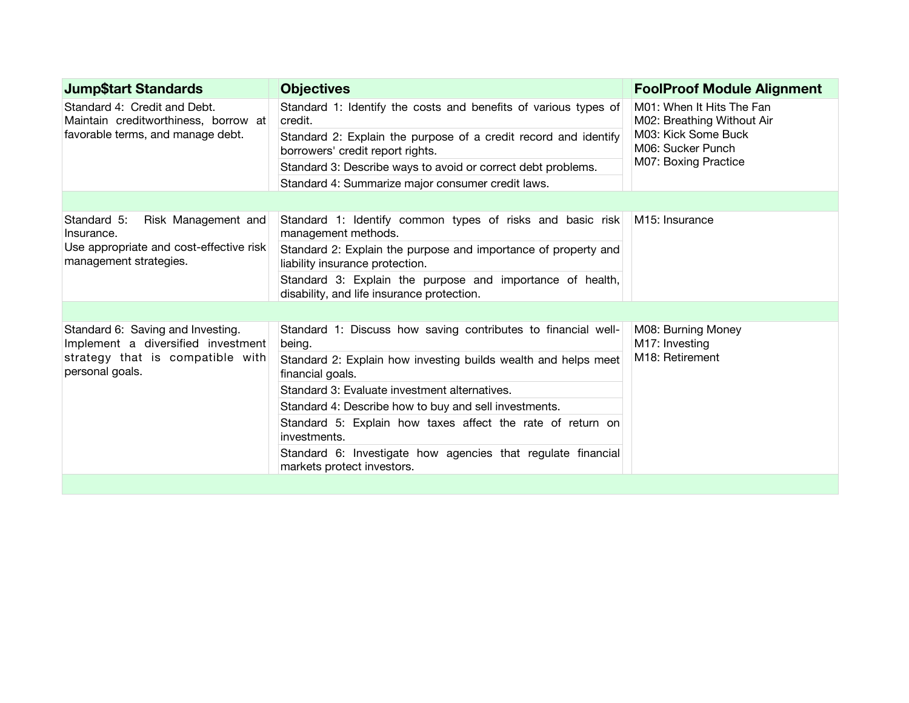| Jump$tart Standards | Objectives | FoolProof Module Alignment |
| --- | --- | --- |
| Standard 4: Credit and Debt.<br>Maintain creditworthiness, borrow at favorable terms, and manage debt. | Standard 1: Identify the costs and benefits of various types of credit.<br>Standard 2: Explain the purpose of a credit record and identify borrowers' credit report rights.<br>Standard 3: Describe ways to avoid or correct debt problems.<br>Standard 4: Summarize major consumer credit laws. | M01: When It Hits The Fan<br>M02: Breathing Without Air<br>M03: Kick Some Buck<br>M06: Sucker Punch<br>M07: Boxing Practice |
| | | |
| Standard 5: Risk Management and Insurance.<br>Use appropriate and cost-effective risk management strategies. | Standard 1: Identify common types of risks and basic risk management methods.<br>Standard 2: Explain the purpose and importance of property and liability insurance protection.<br>Standard 3: Explain the purpose and importance of health, disability, and life insurance protection. | M15: Insurance |
| | | |
| Standard 6: Saving and Investing.<br>Implement a diversified investment strategy that is compatible with personal goals. | Standard 1: Discuss how saving contributes to financial well-being.<br>Standard 2: Explain how investing builds wealth and helps meet financial goals.<br>Standard 3: Evaluate investment alternatives.<br>Standard 4: Describe how to buy and sell investments.<br>Standard 5: Explain how taxes affect the rate of return on investments.<br>Standard 6: Investigate how agencies that regulate financial markets protect investors. | M08: Burning Money<br>M17: Investing<br>M18: Retirement |
| | | |